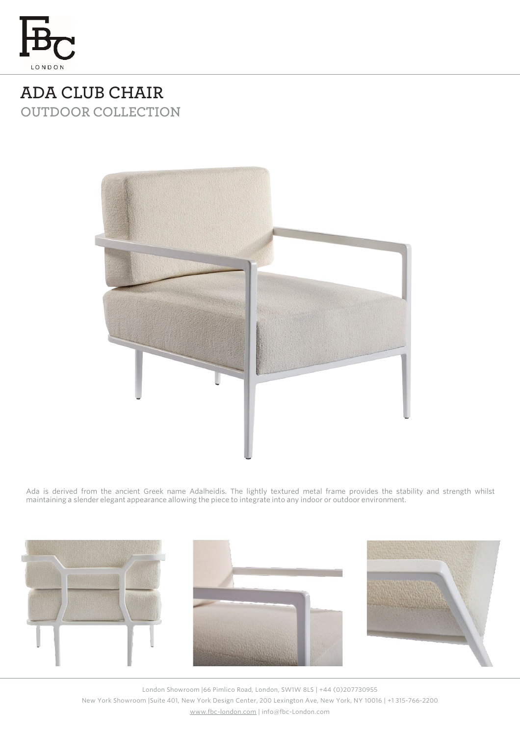# ADA CLUB CHAIR

## OUTDOOR COLLECTION

Ada is derived from the ancient Greek name Adalheidis. The lightly textured metal frame provides the stability and strength whilst maintaining a slender elegant appearance allowing the piece to integrate into any indoor or outdoor environment.

London Showroom |66 Pimlico Road, London, SW1W 8LS | +44 (0)207730955

New York Showroom |Suite 401, New York Design Center, 200 Lexington Ave, New York, NY 10016 | +1 315-766-2200

www.fbc-london.com | info@fbc-London.com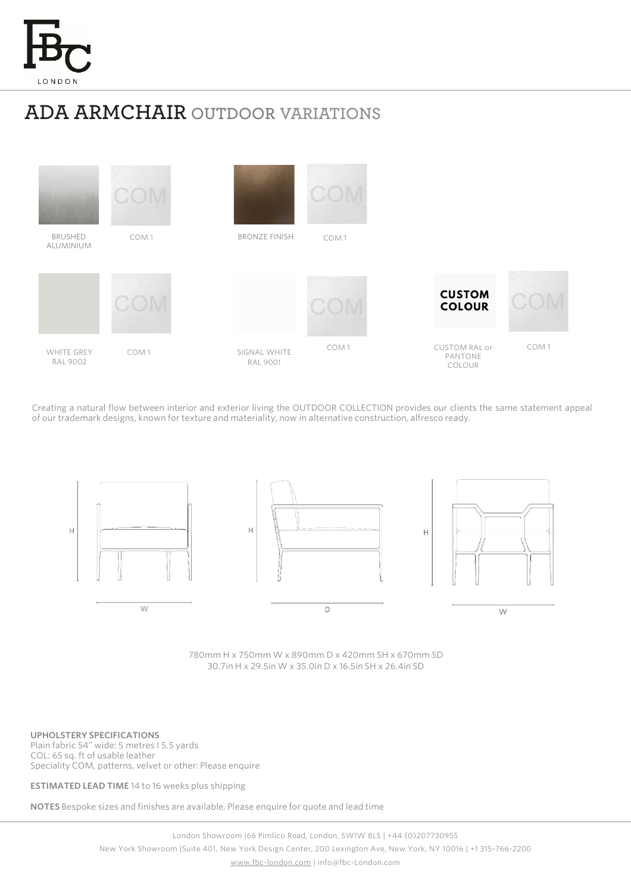FBC LONDON

# ADA ARMCHAIR OUTDOOR VARIATIONS

COM

BRUSHED ALUMINIUM

COM 1

COM

BRONZE FINISH

COM 1

COM

WHITE GREY RAL 9002

COM 1

COM

SIGNAL WHITE RAL 9001

COM 1

CUSTOM COLOUR

COM

CUSTOM RAL or PANTONE COLOUR

COM 1

Creating a natural flow between interior and exterior living the OUTDOOR COLLECTION provides our clients the same statement appeal of our trademark designs, known for texture and materiality, now in alternative construction, alfresco ready.

H

W

H

D

H

W

780mm H x 750mm W x 890mm D x 420mm SH x 670mm SD
30.7in H x 29.5in W x 35.0in D x 16.5in SH x 26.4in SD

**UPHOLSTERY SPECIFICATIONS**
Plain fabric 54" wide: 5 metres I 5.5 yards
COL: 65 sq. ft of usable leather
Speciality COM, patterns, velvet or other: Please enquire

**ESTIMATED LEAD TIME** 14 to 16 weeks plus shipping

**NOTES** Bespoke sizes and finishes are available. Please enquire for quote and lead time

London Showroom |66 Pimlico Road, London, SW1W 8LS | +44 (0)207730955
New York Showroom |Suite 401, New York Design Center, 200 Lexington Ave, New York, NY 10016 | +1 315-766-2200
www.fbc-london.com | info@fbc-London.com